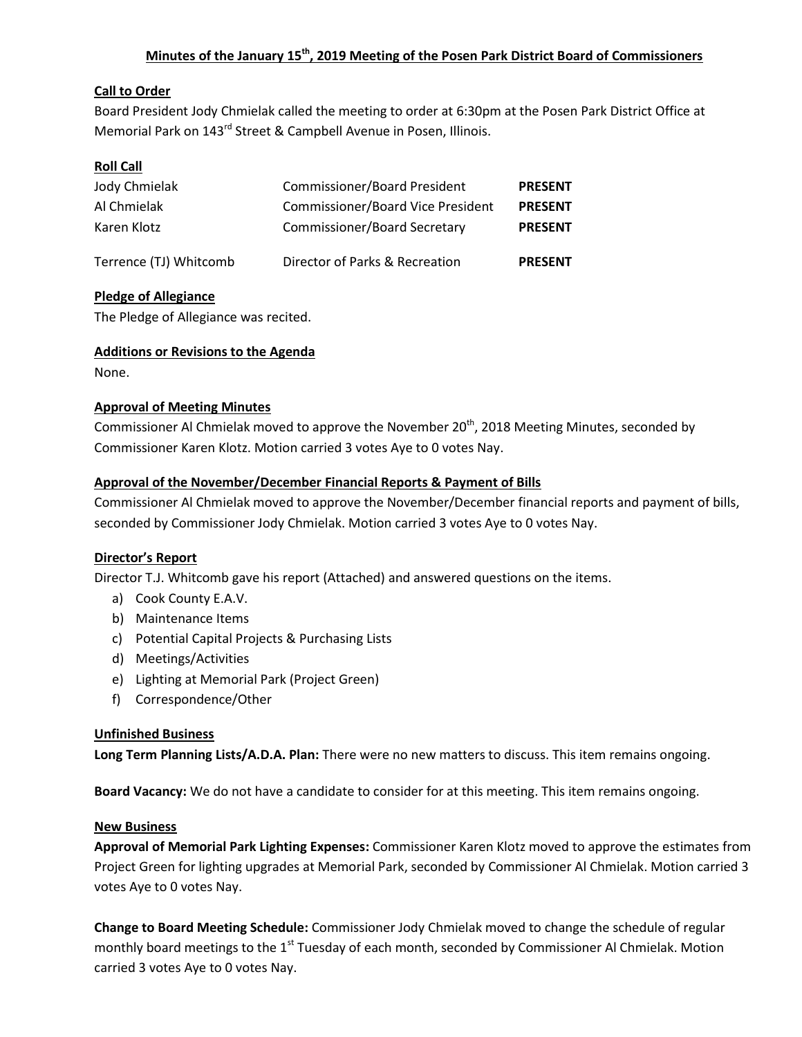# Minutes of the January 15th, 2019 Meeting of the Posen Park District Board of Commissioners

**Call to Order**

Board President Jody Chmielak called the meeting to order at 6:30pm at the Posen Park District Office at Memorial Park on 143rd Street & Campbell Avenue in Posen, Illinois.

**Roll Call**

| | | |
|---|---|---|
| Jody Chmielak | Commissioner/Board President | **PRESENT** |
| Al Chmielak | Commissioner/Board Vice President | **PRESENT** |
| Karen Klotz | Commissioner/Board Secretary | **PRESENT** |
| Terrence (TJ) Whitcomb | Director of Parks & Recreation | **PRESENT** |

**Pledge of Allegiance**

The Pledge of Allegiance was recited.

**Additions or Revisions to the Agenda**

None.

**Approval of Meeting Minutes**

Commissioner Al Chmielak moved to approve the November 20th, 2018 Meeting Minutes, seconded by Commissioner Karen Klotz. Motion carried 3 votes Aye to 0 votes Nay.

**Approval of the November/December Financial Reports & Payment of Bills**

Commissioner Al Chmielak moved to approve the November/December financial reports and payment of bills, seconded by Commissioner Jody Chmielak. Motion carried 3 votes Aye to 0 votes Nay.

**Director's Report**

Director T.J. Whitcomb gave his report (Attached) and answered questions on the items.

a) Cook County E.A.V.
b) Maintenance Items
c) Potential Capital Projects & Purchasing Lists
d) Meetings/Activities
e) Lighting at Memorial Park (Project Green)
f) Correspondence/Other

**Unfinished Business**

**Long Term Planning Lists/A.D.A. Plan:** There were no new matters to discuss. This item remains ongoing.

**Board Vacancy:** We do not have a candidate to consider for at this meeting. This item remains ongoing.

**New Business**

**Approval of Memorial Park Lighting Expenses:** Commissioner Karen Klotz moved to approve the estimates from Project Green for lighting upgrades at Memorial Park, seconded by Commissioner Al Chmielak. Motion carried 3 votes Aye to 0 votes Nay.

**Change to Board Meeting Schedule:** Commissioner Jody Chmielak moved to change the schedule of regular monthly board meetings to the 1st Tuesday of each month, seconded by Commissioner Al Chmielak. Motion carried 3 votes Aye to 0 votes Nay.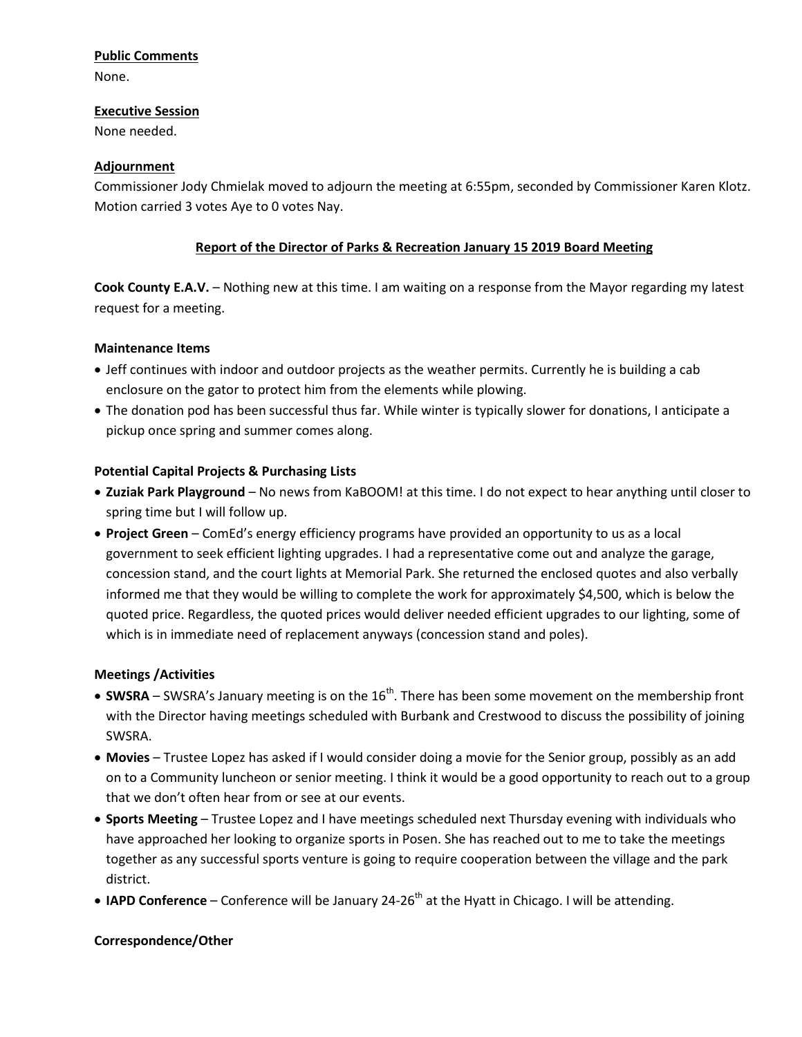**Public Comments**

None.

**Executive Session**

None needed.

**Adjournment**

Commissioner Jody Chmielak moved to adjourn the meeting at 6:55pm, seconded by Commissioner Karen Klotz. Motion carried 3 votes Aye to 0 votes Nay.

## Report of the Director of Parks & Recreation January 15 2019 Board Meeting

**Cook County E.A.V.** – Nothing new at this time. I am waiting on a response from the Mayor regarding my latest request for a meeting.

**Maintenance Items**

- Jeff continues with indoor and outdoor projects as the weather permits. Currently he is building a cab enclosure on the gator to protect him from the elements while plowing.
- The donation pod has been successful thus far. While winter is typically slower for donations, I anticipate a pickup once spring and summer comes along.

**Potential Capital Projects & Purchasing Lists**

- **Zuziak Park Playground** – No news from KaBOOM! at this time. I do not expect to hear anything until closer to spring time but I will follow up.
- **Project Green** – ComEd's energy efficiency programs have provided an opportunity to us as a local government to seek efficient lighting upgrades. I had a representative come out and analyze the garage, concession stand, and the court lights at Memorial Park. She returned the enclosed quotes and also verbally informed me that they would be willing to complete the work for approximately $4,500, which is below the quoted price. Regardless, the quoted prices would deliver needed efficient upgrades to our lighting, some of which is in immediate need of replacement anyways (concession stand and poles).

**Meetings /Activities**

- **SWSRA** – SWSRA's January meeting is on the 16th. There has been some movement on the membership front with the Director having meetings scheduled with Burbank and Crestwood to discuss the possibility of joining SWSRA.
- **Movies** – Trustee Lopez has asked if I would consider doing a movie for the Senior group, possibly as an add on to a Community luncheon or senior meeting. I think it would be a good opportunity to reach out to a group that we don't often hear from or see at our events.
- **Sports Meeting** – Trustee Lopez and I have meetings scheduled next Thursday evening with individuals who have approached her looking to organize sports in Posen. She has reached out to me to take the meetings together as any successful sports venture is going to require cooperation between the village and the park district.
- **IAPD Conference** – Conference will be January 24-26th at the Hyatt in Chicago. I will be attending.

**Correspondence/Other**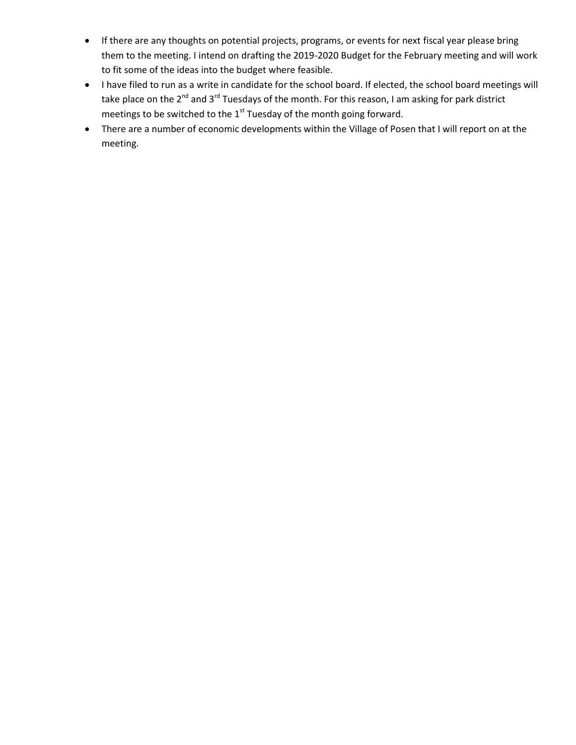- If there are any thoughts on potential projects, programs, or events for next fiscal year please bring them to the meeting. I intend on drafting the 2019-2020 Budget for the February meeting and will work to fit some of the ideas into the budget where feasible.
- I have filed to run as a write in candidate for the school board. If elected, the school board meetings will take place on the 2nd and 3rd Tuesdays of the month. For this reason, I am asking for park district meetings to be switched to the 1st Tuesday of the month going forward.
- There are a number of economic developments within the Village of Posen that I will report on at the meeting.